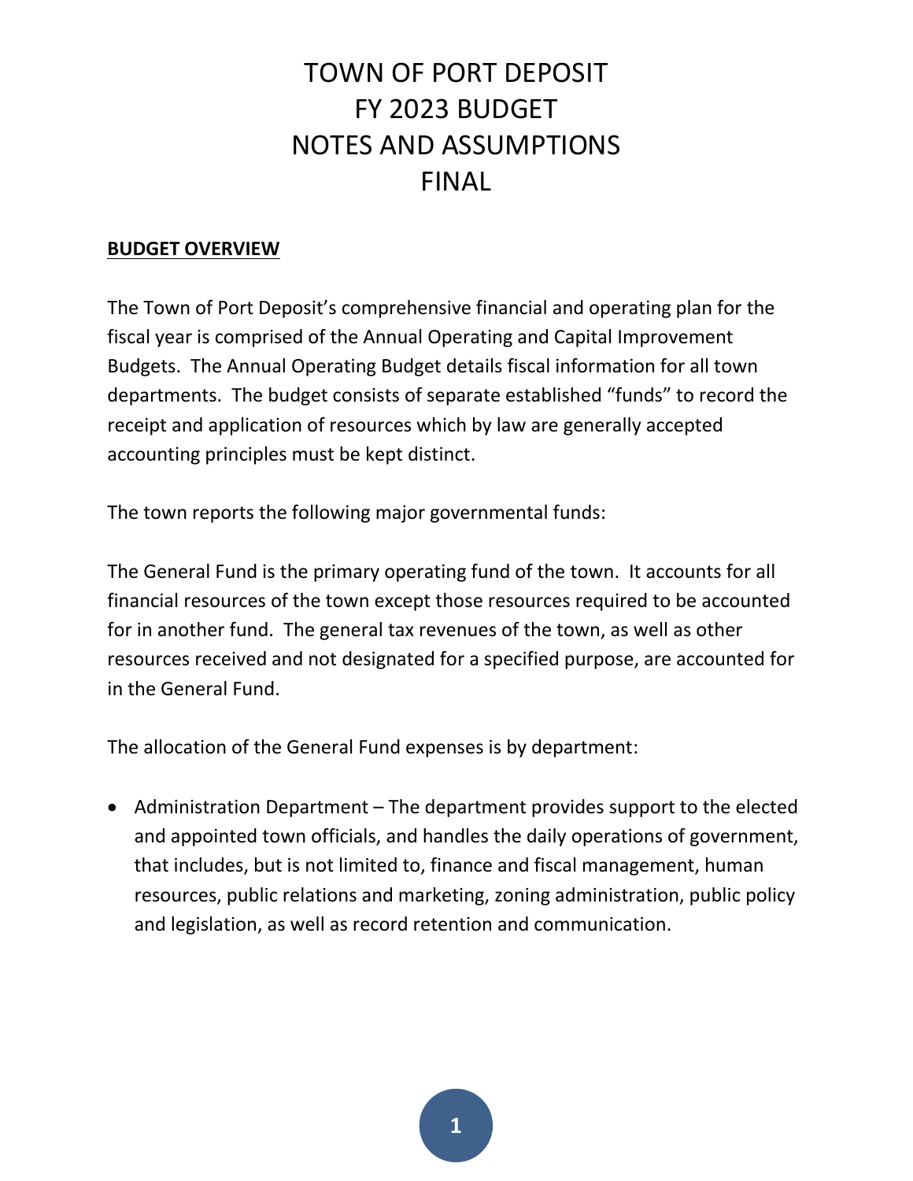# TOWN OF PORT DEPOSIT
# FY 2023 BUDGET
# NOTES AND ASSUMPTIONS
# FINAL

## BUDGET OVERVIEW

The Town of Port Deposit's comprehensive financial and operating plan for the fiscal year is comprised of the Annual Operating and Capital Improvement Budgets. The Annual Operating Budget details fiscal information for all town departments. The budget consists of separate established "funds" to record the receipt and application of resources which by law are generally accepted accounting principles must be kept distinct.

The town reports the following major governmental funds:

The General Fund is the primary operating fund of the town. It accounts for all financial resources of the town except those resources required to be accounted for in another fund. The general tax revenues of the town, as well as other resources received and not designated for a specified purpose, are accounted for in the General Fund.

The allocation of the General Fund expenses is by department:

- Administration Department – The department provides support to the elected and appointed town officials, and handles the daily operations of government, that includes, but is not limited to, finance and fiscal management, human resources, public relations and marketing, zoning administration, public policy and legislation, as well as record retention and communication.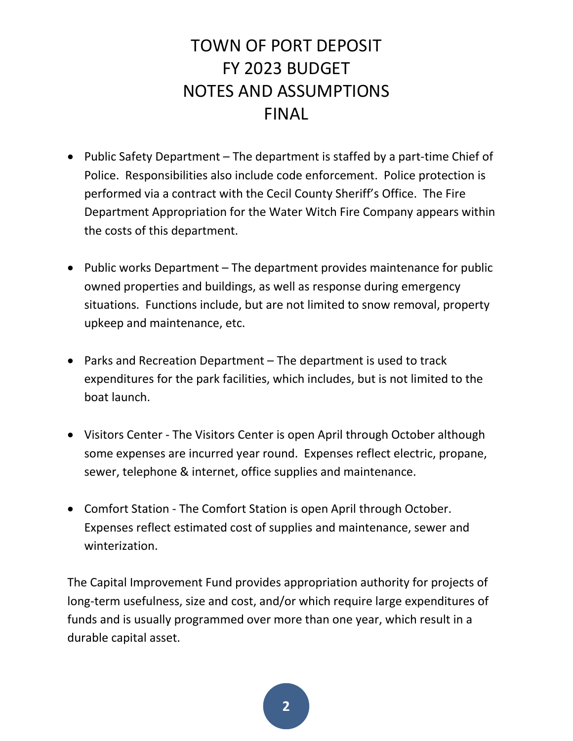# TOWN OF PORT DEPOSIT
# FY 2023 BUDGET
# NOTES AND ASSUMPTIONS
# FINAL

- Public Safety Department – The department is staffed by a part-time Chief of Police. Responsibilities also include code enforcement. Police protection is performed via a contract with the Cecil County Sheriff's Office. The Fire Department Appropriation for the Water Witch Fire Company appears within the costs of this department.

- Public works Department – The department provides maintenance for public owned properties and buildings, as well as response during emergency situations. Functions include, but are not limited to snow removal, property upkeep and maintenance, etc.

- Parks and Recreation Department – The department is used to track expenditures for the park facilities, which includes, but is not limited to the boat launch.

- Visitors Center - The Visitors Center is open April through October although some expenses are incurred year round. Expenses reflect electric, propane, sewer, telephone & internet, office supplies and maintenance.

- Comfort Station - The Comfort Station is open April through October. Expenses reflect estimated cost of supplies and maintenance, sewer and winterization.

The Capital Improvement Fund provides appropriation authority for projects of long-term usefulness, size and cost, and/or which require large expenditures of funds and is usually programmed over more than one year, which result in a durable capital asset.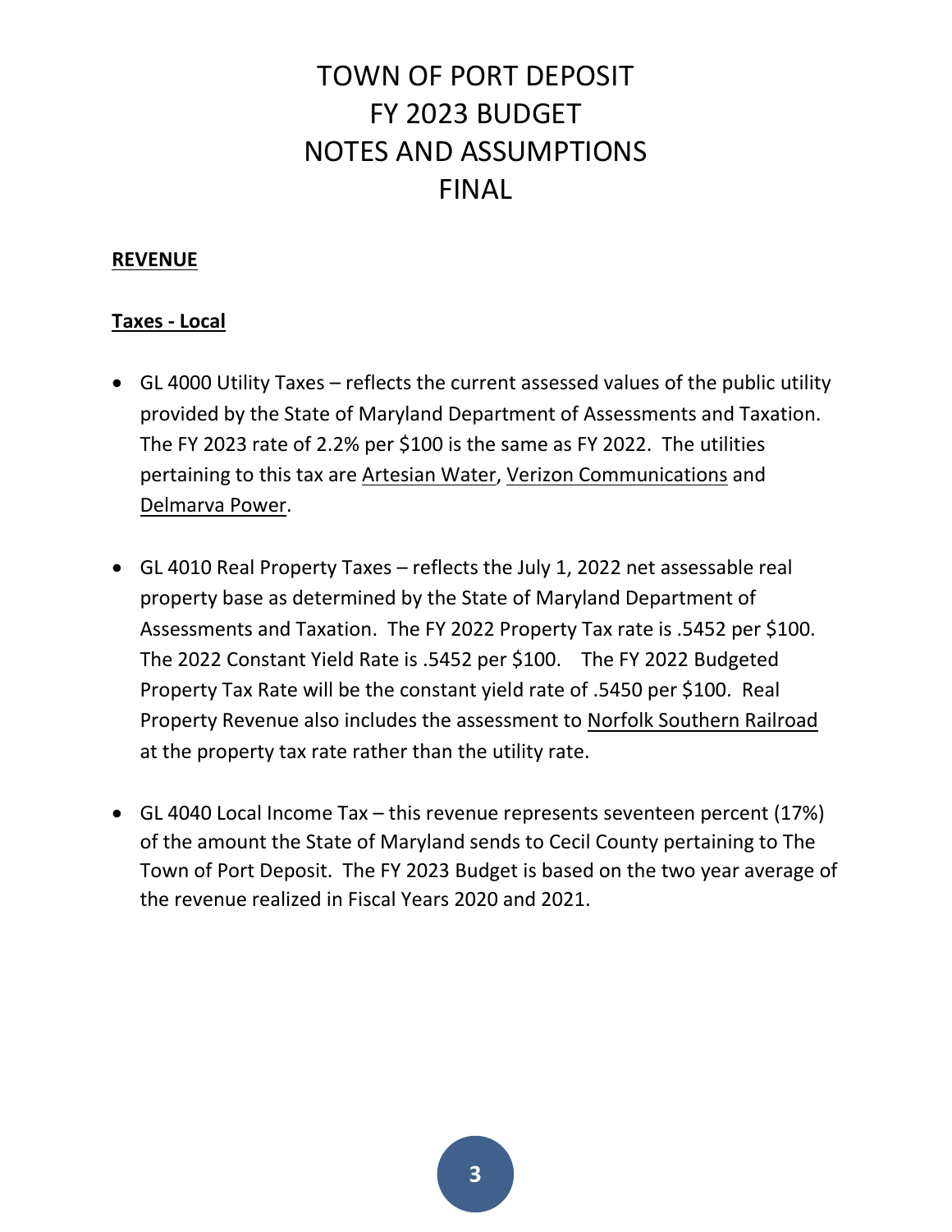# TOWN OF PORT DEPOSIT
# FY 2023 BUDGET
# NOTES AND ASSUMPTIONS
# FINAL

## REVENUE

### Taxes - Local

- GL 4000 Utility Taxes – reflects the current assessed values of the public utility provided by the State of Maryland Department of Assessments and Taxation. The FY 2023 rate of 2.2% per $100 is the same as FY 2022. The utilities pertaining to this tax are Artesian Water, Verizon Communications and Delmarva Power.

- GL 4010 Real Property Taxes – reflects the July 1, 2022 net assessable real property base as determined by the State of Maryland Department of Assessments and Taxation. The FY 2022 Property Tax rate is .5452 per $100. The 2022 Constant Yield Rate is .5452 per $100. The FY 2022 Budgeted Property Tax Rate will be the constant yield rate of .5450 per $100. Real Property Revenue also includes the assessment to Norfolk Southern Railroad at the property tax rate rather than the utility rate.

- GL 4040 Local Income Tax – this revenue represents seventeen percent (17%) of the amount the State of Maryland sends to Cecil County pertaining to The Town of Port Deposit. The FY 2023 Budget is based on the two year average of the revenue realized in Fiscal Years 2020 and 2021.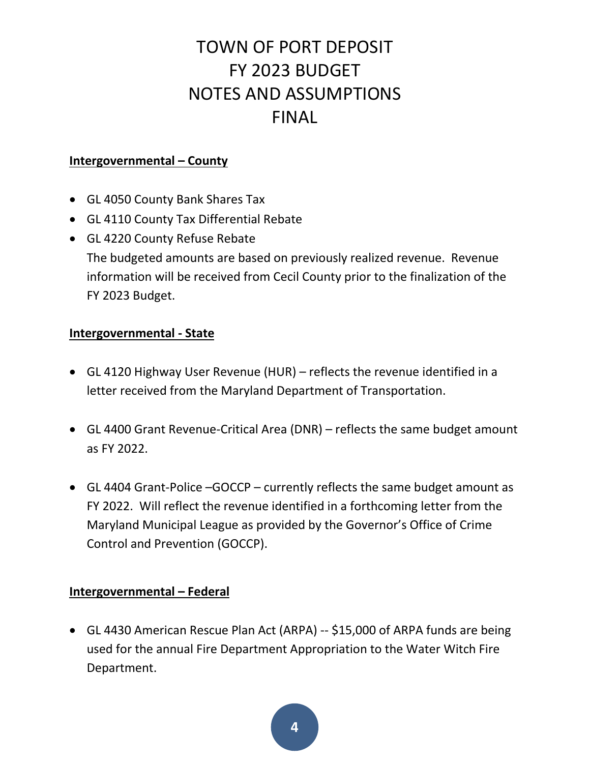# TOWN OF PORT DEPOSIT
# FY 2023 BUDGET
# NOTES AND ASSUMPTIONS
# FINAL

**Intergovernmental – County**

- GL 4050 County Bank Shares Tax
- GL 4110 County Tax Differential Rebate
- GL 4220 County Refuse Rebate
  The budgeted amounts are based on previously realized revenue. Revenue information will be received from Cecil County prior to the finalization of the FY 2023 Budget.

**Intergovernmental - State**

- GL 4120 Highway User Revenue (HUR) – reflects the revenue identified in a letter received from the Maryland Department of Transportation.

- GL 4400 Grant Revenue-Critical Area (DNR) – reflects the same budget amount as FY 2022.

- GL 4404 Grant-Police –GOCCP – currently reflects the same budget amount as FY 2022. Will reflect the revenue identified in a forthcoming letter from the Maryland Municipal League as provided by the Governor's Office of Crime Control and Prevention (GOCCP).

**Intergovernmental – Federal**

- GL 4430 American Rescue Plan Act (ARPA) -- $15,000 of ARPA funds are being used for the annual Fire Department Appropriation to the Water Witch Fire Department.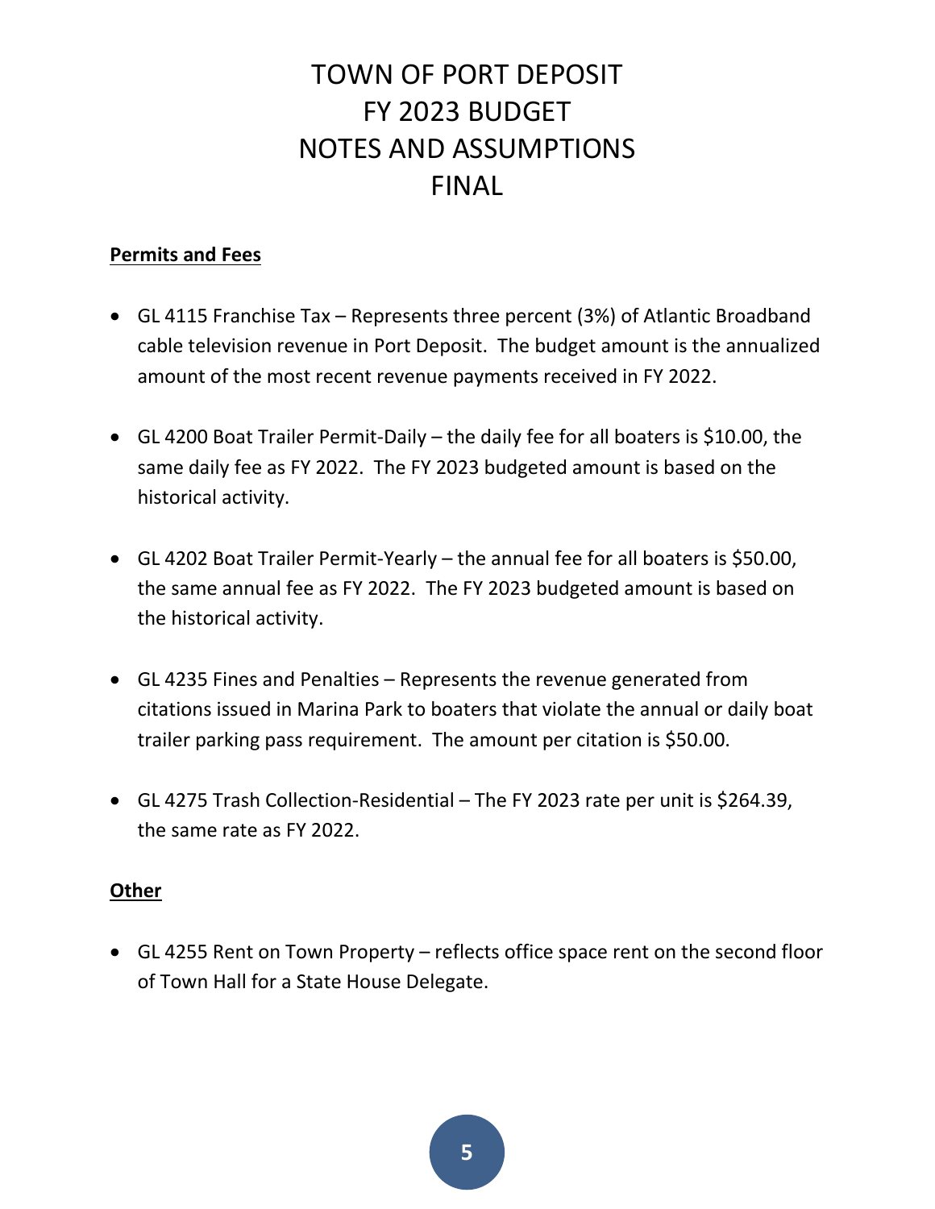# TOWN OF PORT DEPOSIT
# FY 2023 BUDGET
# NOTES AND ASSUMPTIONS
# FINAL

**Permits and Fees**

- GL 4115 Franchise Tax – Represents three percent (3%) of Atlantic Broadband cable television revenue in Port Deposit. The budget amount is the annualized amount of the most recent revenue payments received in FY 2022.

- GL 4200 Boat Trailer Permit-Daily – the daily fee for all boaters is $10.00, the same daily fee as FY 2022. The FY 2023 budgeted amount is based on the historical activity.

- GL 4202 Boat Trailer Permit-Yearly – the annual fee for all boaters is $50.00, the same annual fee as FY 2022. The FY 2023 budgeted amount is based on the historical activity.

- GL 4235 Fines and Penalties – Represents the revenue generated from citations issued in Marina Park to boaters that violate the annual or daily boat trailer parking pass requirement. The amount per citation is $50.00.

- GL 4275 Trash Collection-Residential – The FY 2023 rate per unit is $264.39, the same rate as FY 2022.

**Other**

- GL 4255 Rent on Town Property – reflects office space rent on the second floor of Town Hall for a State House Delegate.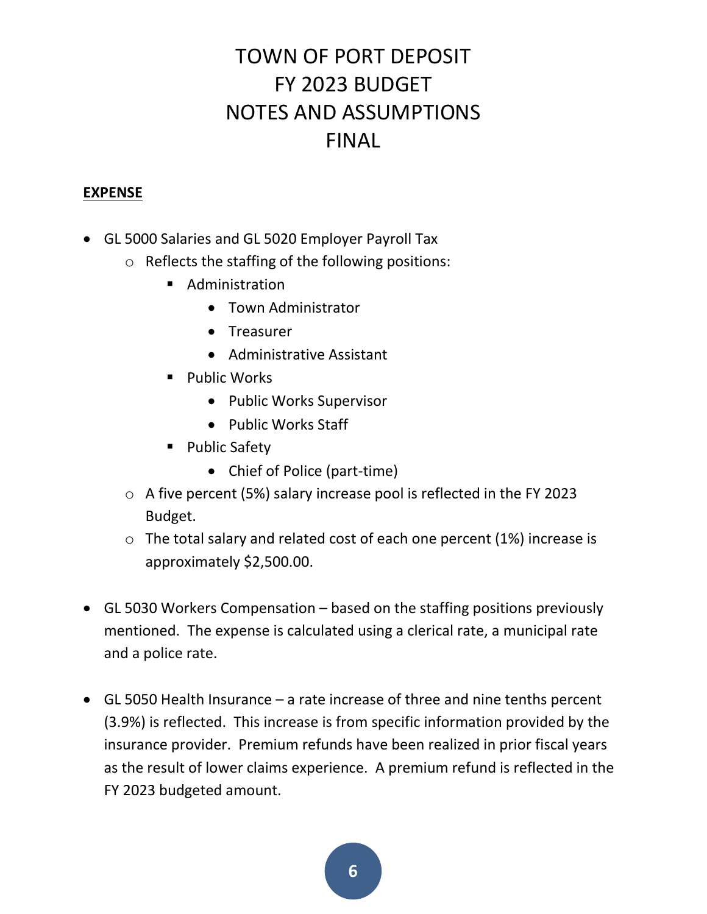# TOWN OF PORT DEPOSIT
# FY 2023 BUDGET
# NOTES AND ASSUMPTIONS
# FINAL

**EXPENSE**

- GL 5000 Salaries and GL 5020 Employer Payroll Tax
  - Reflects the staffing of the following positions:
    - Administration
      - Town Administrator
      - Treasurer
      - Administrative Assistant
    - Public Works
      - Public Works Supervisor
      - Public Works Staff
    - Public Safety
      - Chief of Police (part-time)
  - A five percent (5%) salary increase pool is reflected in the FY 2023 Budget.
  - The total salary and related cost of each one percent (1%) increase is approximately $2,500.00.

- GL 5030 Workers Compensation – based on the staffing positions previously mentioned. The expense is calculated using a clerical rate, a municipal rate and a police rate.

- GL 5050 Health Insurance – a rate increase of three and nine tenths percent (3.9%) is reflected. This increase is from specific information provided by the insurance provider. Premium refunds have been realized in prior fiscal years as the result of lower claims experience. A premium refund is reflected in the FY 2023 budgeted amount.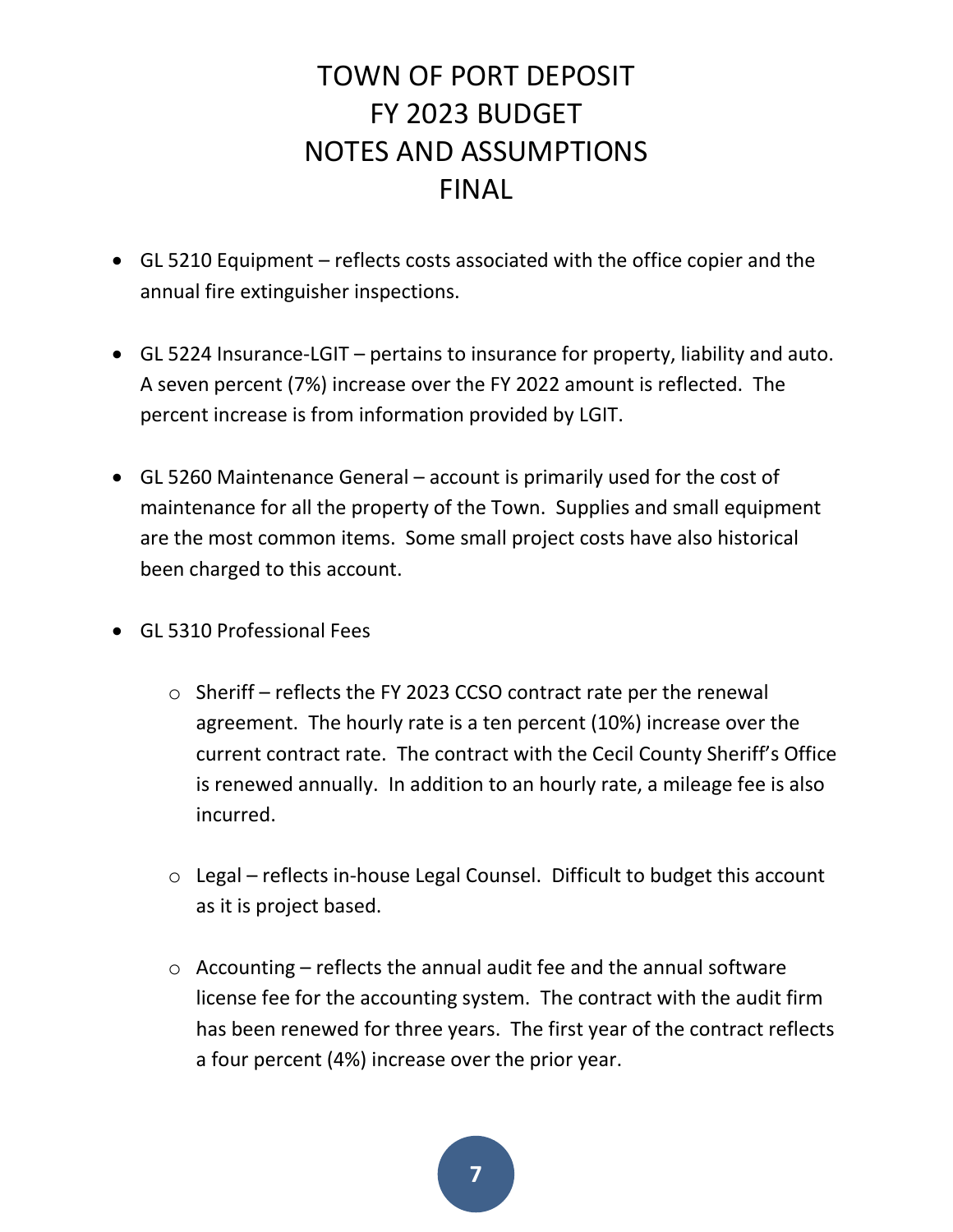# TOWN OF PORT DEPOSIT
# FY 2023 BUDGET
# NOTES AND ASSUMPTIONS
# FINAL

- GL 5210 Equipment – reflects costs associated with the office copier and the annual fire extinguisher inspections.

- GL 5224 Insurance-LGIT – pertains to insurance for property, liability and auto. A seven percent (7%) increase over the FY 2022 amount is reflected. The percent increase is from information provided by LGIT.

- GL 5260 Maintenance General – account is primarily used for the cost of maintenance for all the property of the Town. Supplies and small equipment are the most common items. Some small project costs have also historical been charged to this account.

- GL 5310 Professional Fees

    - Sheriff – reflects the FY 2023 CCSO contract rate per the renewal agreement. The hourly rate is a ten percent (10%) increase over the current contract rate. The contract with the Cecil County Sheriff's Office is renewed annually. In addition to an hourly rate, a mileage fee is also incurred.

    - Legal – reflects in-house Legal Counsel. Difficult to budget this account as it is project based.

    - Accounting – reflects the annual audit fee and the annual software license fee for the accounting system. The contract with the audit firm has been renewed for three years. The first year of the contract reflects a four percent (4%) increase over the prior year.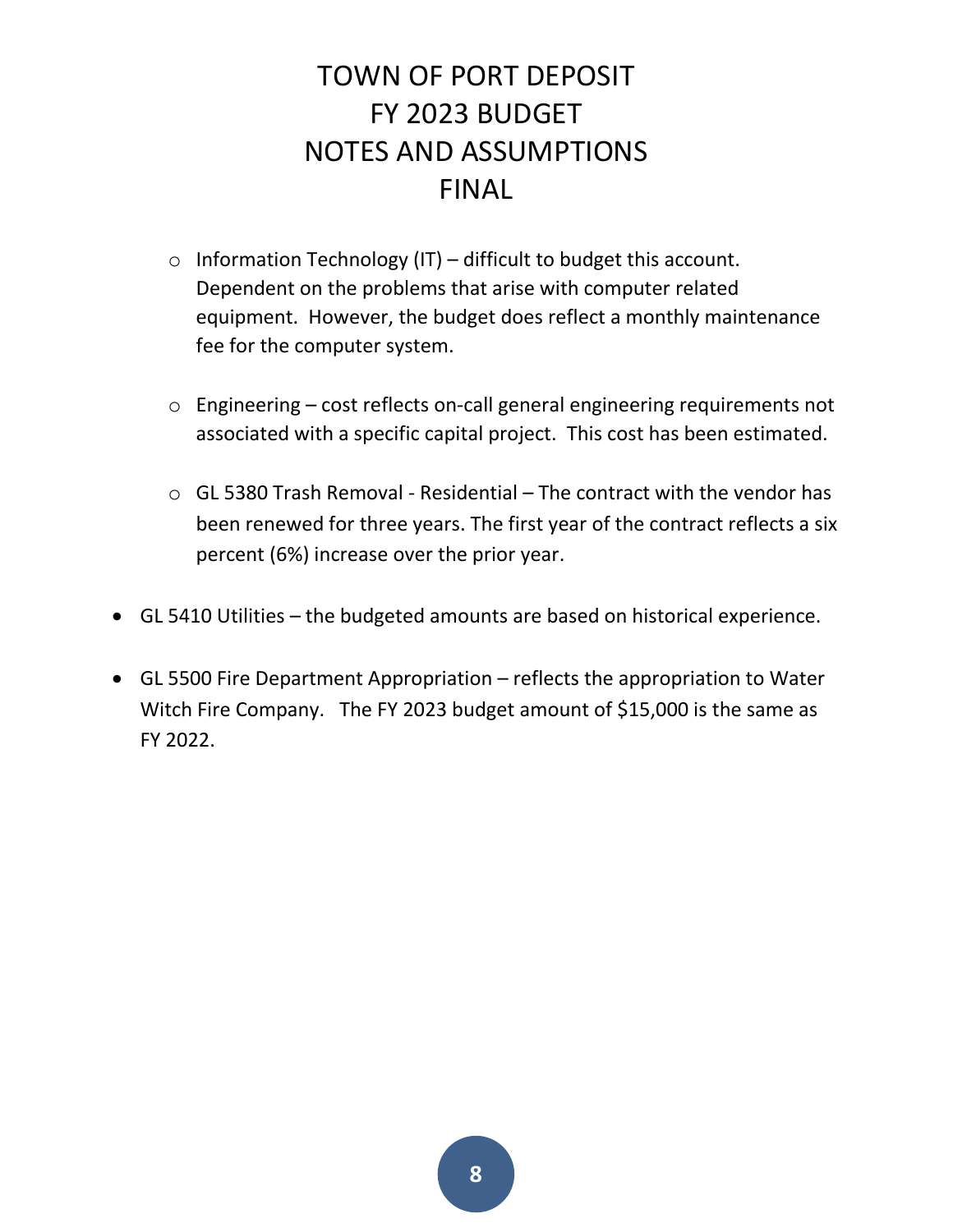# TOWN OF PORT DEPOSIT
# FY 2023 BUDGET
# NOTES AND ASSUMPTIONS
# FINAL

  - Information Technology (IT) – difficult to budget this account. Dependent on the problems that arise with computer related equipment. However, the budget does reflect a monthly maintenance fee for the computer system.

  - Engineering – cost reflects on-call general engineering requirements not associated with a specific capital project. This cost has been estimated.

  - GL 5380 Trash Removal - Residential – The contract with the vendor has been renewed for three years. The first year of the contract reflects a six percent (6%) increase over the prior year.

- GL 5410 Utilities – the budgeted amounts are based on historical experience.

- GL 5500 Fire Department Appropriation – reflects the appropriation to Water Witch Fire Company. The FY 2023 budget amount of $15,000 is the same as FY 2022.